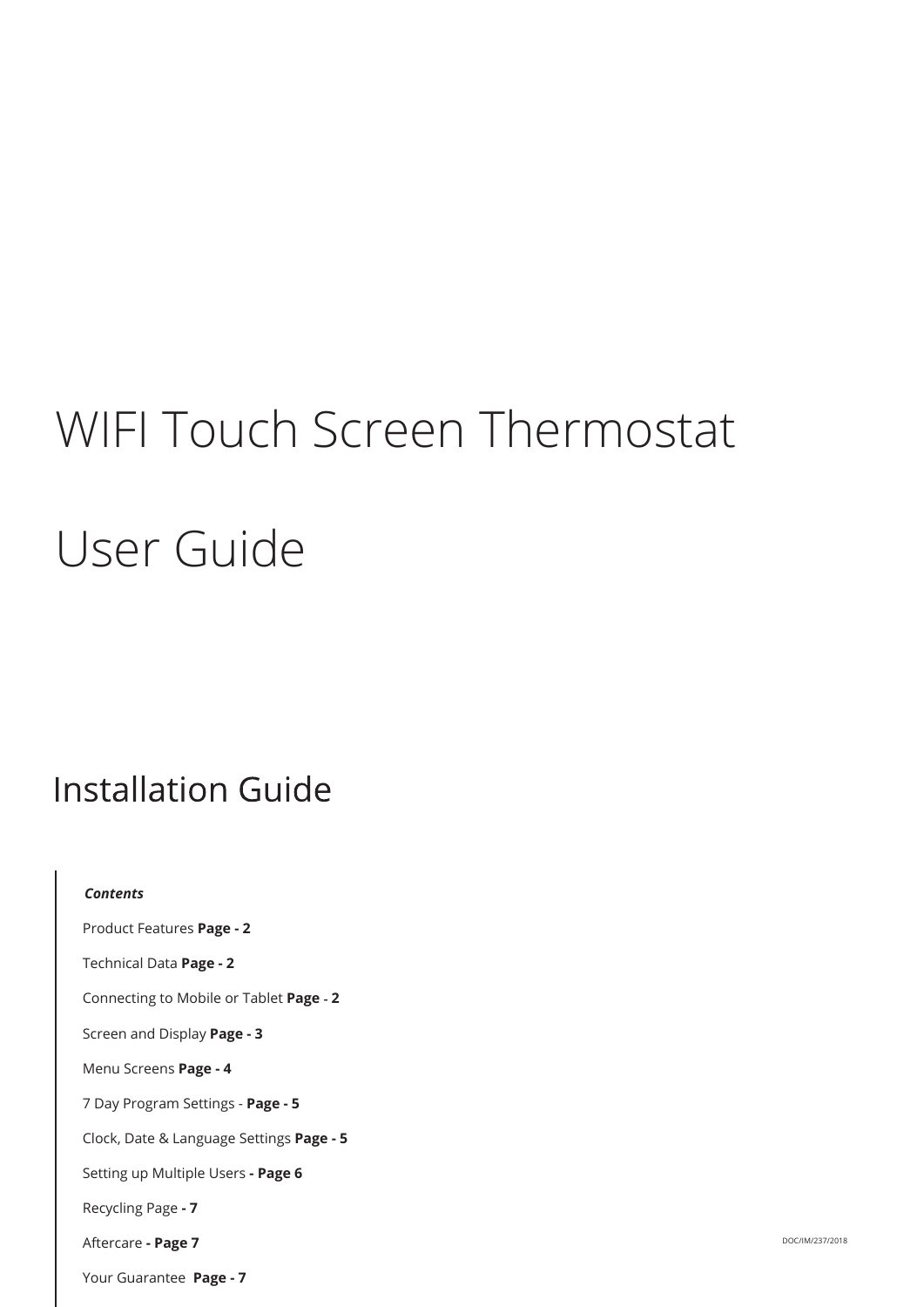# WIFI Touch Screen Thermostat

# User Guide

## Installation Guide

***Contents***

Product Features **Page - 2**

Technical Data **Page - 2**

Connecting to Mobile or Tablet **Page - 2**

Screen and Display **Page - 3**

Menu Screens **Page - 4**

7 Day Program Settings - **Page - 5**

Clock, Date & Language Settings **Page - 5**

Setting up Multiple Users **- Page 6**

Recycling Page **- 7**

Aftercare **- Page 7**

Your Guarantee **Page - 7**

DOC/IM/237/2018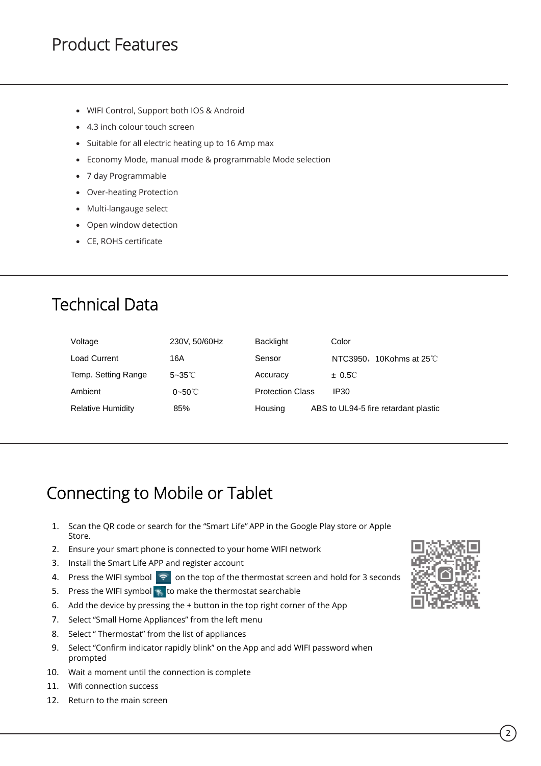# Product Features

- WIFI Control, Support both IOS & Android
- 4.3 inch colour touch screen
- Suitable for all electric heating up to 16 Amp max
- Economy Mode, manual mode & programmable Mode selection
- 7 day Programmable
- Over-heating Protection
- Multi-langauge select
- Open window detection
- CE, ROHS certificate

# Technical Data

| | | | |
|---|---|---|---|
| Voltage | 230V, 50/60Hz | Backlight | Color |
| Load Current | 16A | Sensor | NTC3950，10Kohms at 25℃ |
| Temp. Setting Range | 5~35℃ | Accuracy | ± 0.5℃ |
| Ambient | 0~50℃ | Protection Class | IP30 |
| Relative Humidity | 85% | Housing | ABS to UL94-5 fire retardant plastic |

# Connecting to Mobile or Tablet

1. Scan the QR code or search for the “Smart Life” APP in the Google Play store or Apple Store.
2. Ensure your smart phone is connected to your home WIFI network
3. Install the Smart Life APP and register account
4. Press the WIFI symbol on the top of the thermostat screen and hold for 3 seconds
5. Press the WIFI symbol to make the thermostat searchable
6. Add the device by pressing the + button in the top right corner of the App
7. Select “Small Home Appliances” from the left menu
8. Select “ Thermostat” from the list of appliances
9. Select “Confirm indicator rapidly blink” on the App and add WIFI password when prompted
10. Wait a moment until the connection is complete
11. Wifi connection success
12. Return to the main screen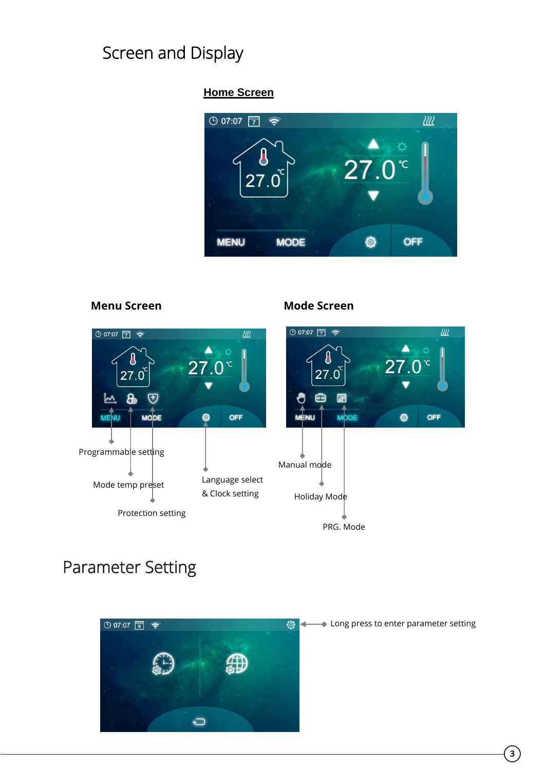# Screen and Display

## Home Screen

## Menu Screen

Programmable setting

Mode temp preset

Protection setting

Language select & Clock setting

## Mode Screen

Manual mode

Holiday Mode

PRG. Mode

# Parameter Setting

Long press to enter parameter setting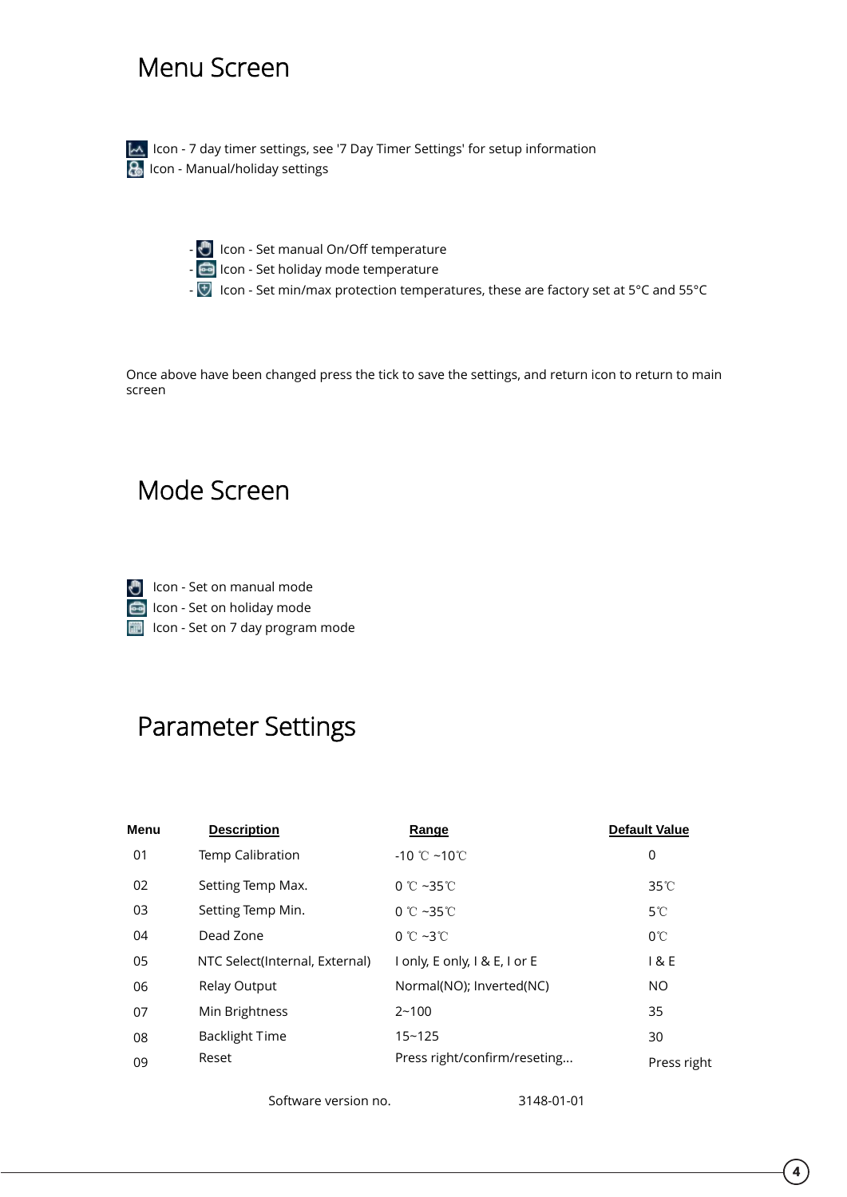## Menu Screen

Icon - 7 day timer settings, see '7 Day Timer Settings' for setup information
Icon - Manual/holiday settings

- Icon - Set manual On/Off temperature
- Icon - Set holiday mode temperature
- Icon - Set min/max protection temperatures, these are factory set at 5°C and 55°C

Once above have been changed press the tick to save the settings, and return icon to return to main screen

## Mode Screen

Icon - Set on manual mode
Icon - Set on holiday mode
Icon - Set on 7 day program mode

## Parameter Settings

| Menu | Description | Range | Default Value |
|---|---|---|---|
| 01 | Temp Calibration | -10 ℃ ~10℃ | 0 |
| 02 | Setting Temp Max. | 0 ℃ ~35℃ | 35℃ |
| 03 | Setting Temp Min. | 0 ℃ ~35℃ | 5℃ |
| 04 | Dead Zone | 0 ℃ ~3℃ | 0℃ |
| 05 | NTC Select(Internal, External) | I only, E only, I & E, I or E | I & E |
| 06 | Relay Output | Normal(NO); Inverted(NC) | NO |
| 07 | Min Brightness | 2~100 | 35 |
| 08 | Backlight Time | 15~125 | 30 |
| 09 | Reset | Press right/confirm/reseting... | Press right |

Software version no. 3148-01-01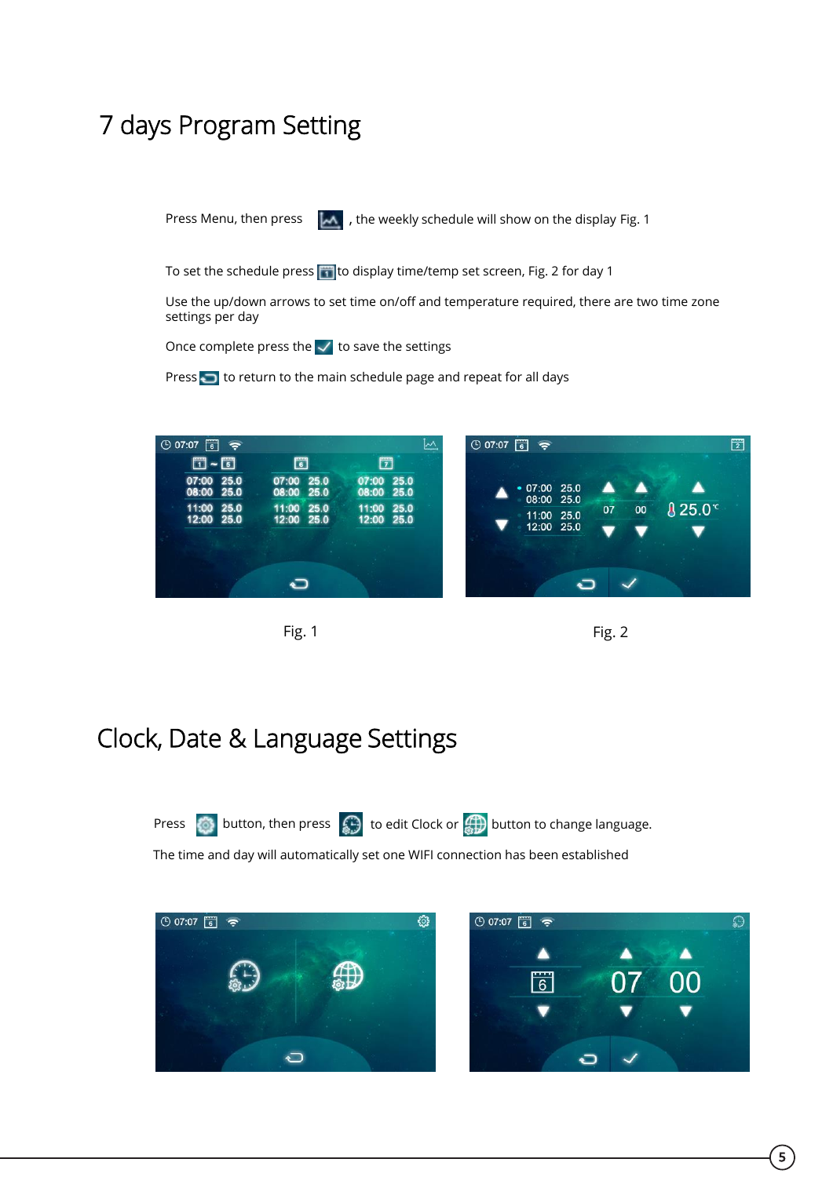# 7 days Program Setting

Press Menu, then press , the weekly schedule will show on the display Fig. 1

To set the schedule press to display time/temp set screen, Fig. 2 for day 1

Use the up/down arrows to set time on/off and temperature required, there are two time zone settings per day

Once complete press the to save the settings

Press to return to the main schedule page and repeat for all days

Fig. 1

Fig. 2

# Clock, Date & Language Settings

Press button, then press to edit Clock or button to change language.

The time and day will automatically set one WIFI connection has been established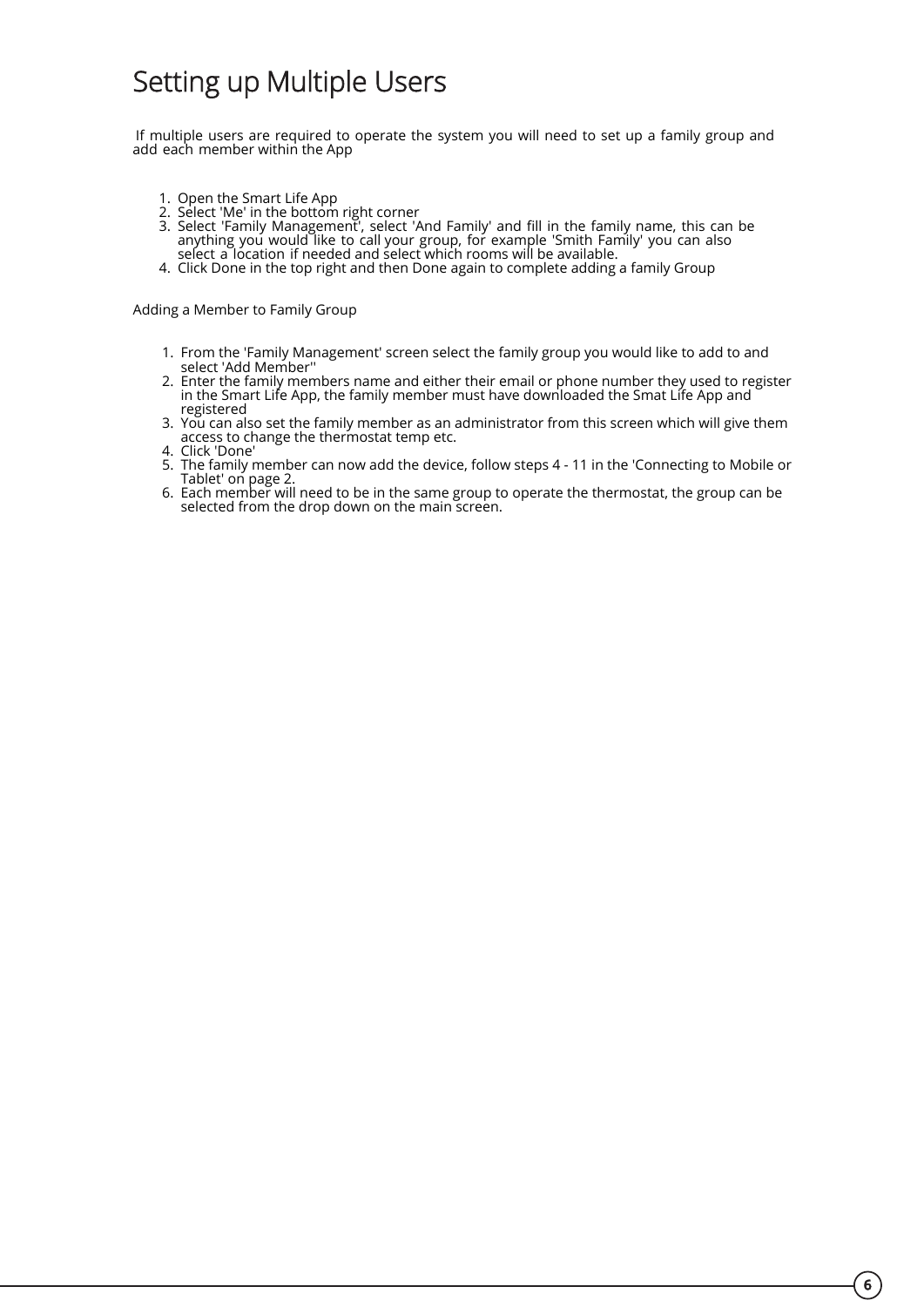# Setting up Multiple Users

If multiple users are required to operate the system you will need to set up a family group and add each member within the App

1. Open the Smart Life App
2. Select 'Me' in the bottom right corner
3. Select 'Family Management', select 'And Family' and fill in the family name, this can be anything you would like to call your group, for example 'Smith Family' you can also select a location if needed and select which rooms will be available.
4. Click Done in the top right and then Done again to complete adding a family Group

Adding a Member to Family Group

1. From the 'Family Management' screen select the family group you would like to add to and select 'Add Member''
2. Enter the family members name and either their email or phone number they used to register in the Smart Life App, the family member must have downloaded the Smat Life App and registered
3. You can also set the family member as an administrator from this screen which will give them access to change the thermostat temp etc.
4. Click 'Done'
5. The family member can now add the device, follow steps 4 - 11 in the 'Connecting to Mobile or Tablet' on page 2.
6. Each member will need to be in the same group to operate the thermostat, the group can be selected from the drop down on the main screen.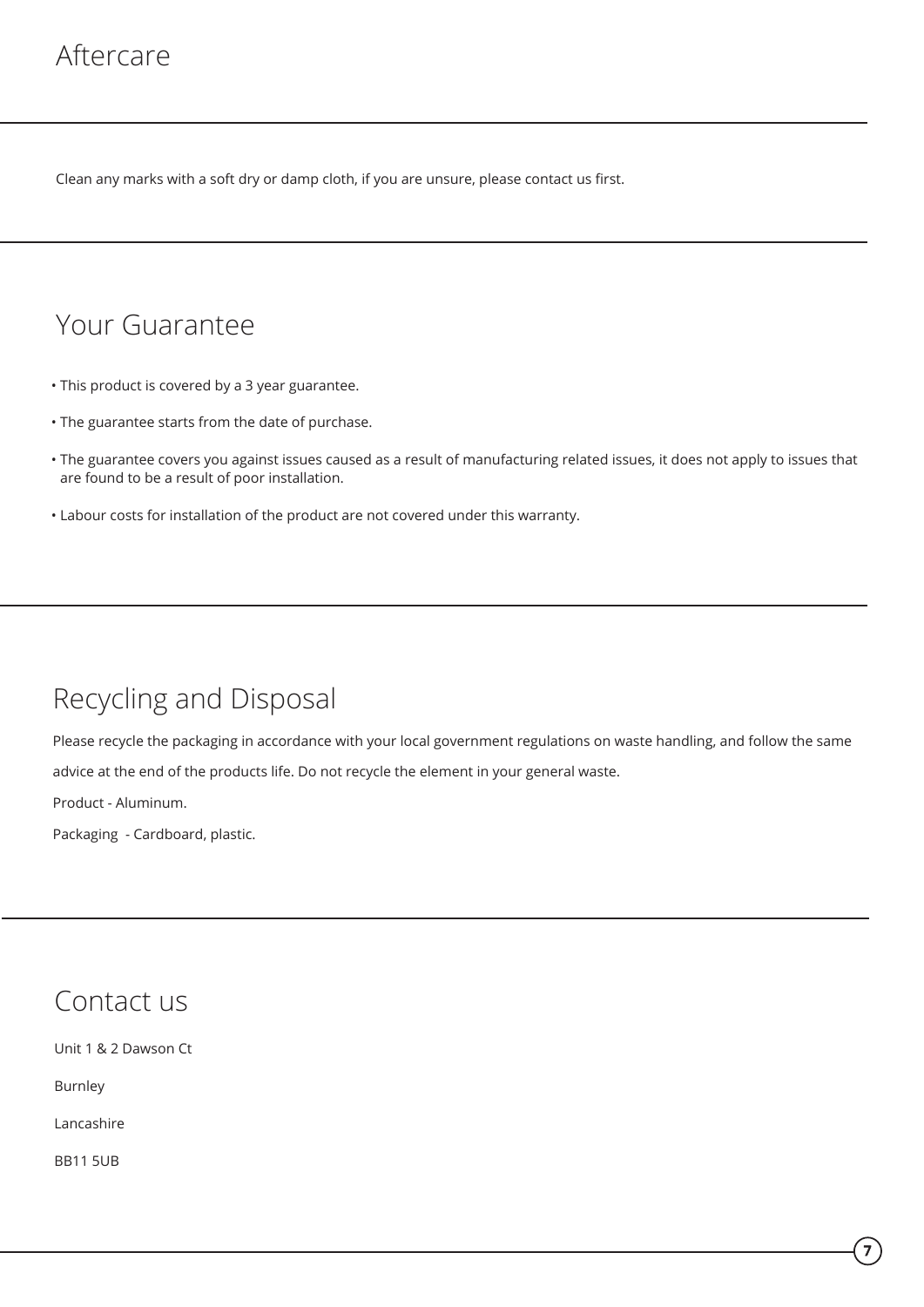## Aftercare

Clean any marks with a soft dry or damp cloth, if you are unsure, please contact us first.

## Your Guarantee

- This product is covered by a 3 year guarantee.
- The guarantee starts from the date of purchase.
- The guarantee covers you against issues caused as a result of manufacturing related issues, it does not apply to issues that are found to be a result of poor installation.
- Labour costs for installation of the product are not covered under this warranty.

## Recycling and Disposal

Please recycle the packaging in accordance with your local government regulations on waste handling, and follow the same advice at the end of the products life. Do not recycle the element in your general waste.

Product - Aluminum.

Packaging - Cardboard, plastic.

## Contact us

Unit 1 & 2 Dawson Ct

Burnley

Lancashire

BB11 5UB